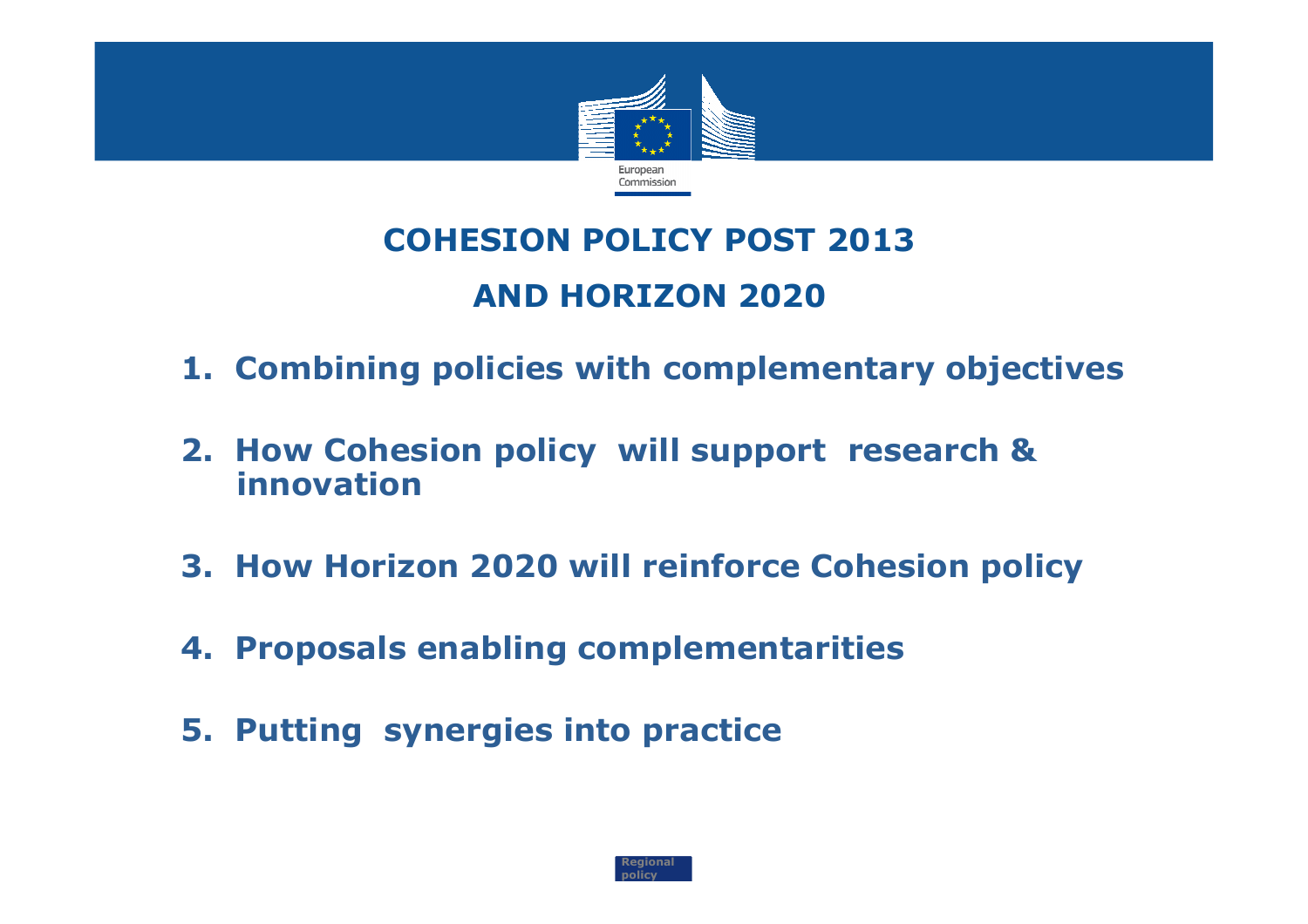# COHESION POLICY POST 2013

# AND HORIZON 2020

1. **Combining policies with complementary objectives**
2. **How Cohesion policy will support research & innovation**
3. **How Horizon 2020 will reinforce Cohesion policy**
4. **Proposals enabling complementarities**
5. **Putting synergies into practice**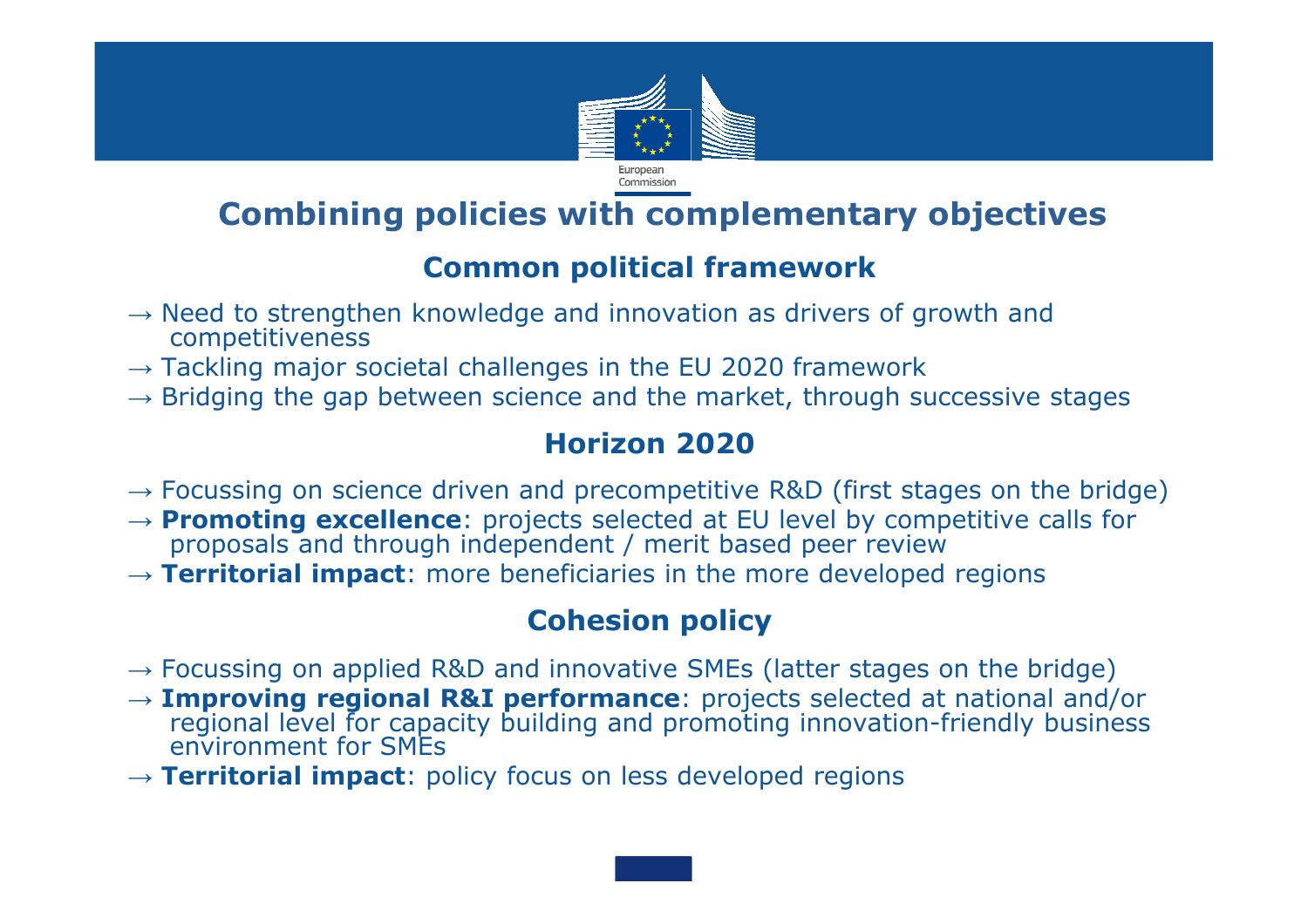# Combining policies with complementary objectives

## Common political framework

→ Need to strengthen knowledge and innovation as drivers of growth and competitiveness

→ Tackling major societal challenges in the EU 2020 framework

→ Bridging the gap between science and the market, through successive stages

## Horizon 2020

→ Focussing on science driven and precompetitive R&D (first stages on the bridge)

→ **Promoting excellence**: projects selected at EU level by competitive calls for proposals and through independent / merit based peer review

→ **Territorial impact**: more beneficiaries in the more developed regions

## Cohesion policy

→ Focussing on applied R&D and innovative SMEs (latter stages on the bridge)

→ **Improving regional R&I performance**: projects selected at national and/or regional level for capacity building and promoting innovation-friendly business environment for SMEs

→ **Territorial impact**: policy focus on less developed regions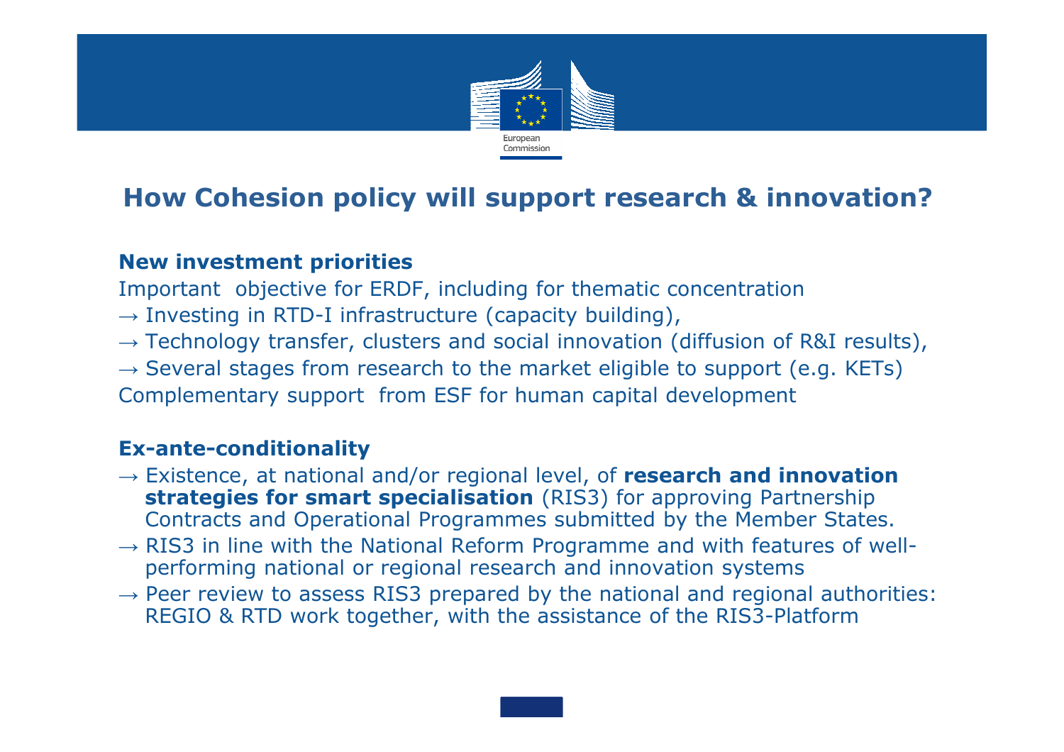# How Cohesion policy will support research & innovation?

**New investment priorities**

Important objective for ERDF, including for thematic concentration

→ Investing in RTD-I infrastructure (capacity building),

→ Technology transfer, clusters and social innovation (diffusion of R&I results),

→ Several stages from research to the market eligible to support (e.g. KETs)

Complementary support from ESF for human capital development

**Ex-ante-conditionality**

→ Existence, at national and/or regional level, of **research and innovation strategies for smart specialisation** (RIS3) for approving Partnership Contracts and Operational Programmes submitted by the Member States.

→ RIS3 in line with the National Reform Programme and with features of well-performing national or regional research and innovation systems

→ Peer review to assess RIS3 prepared by the national and regional authorities: REGIO & RTD work together, with the assistance of the RIS3-Platform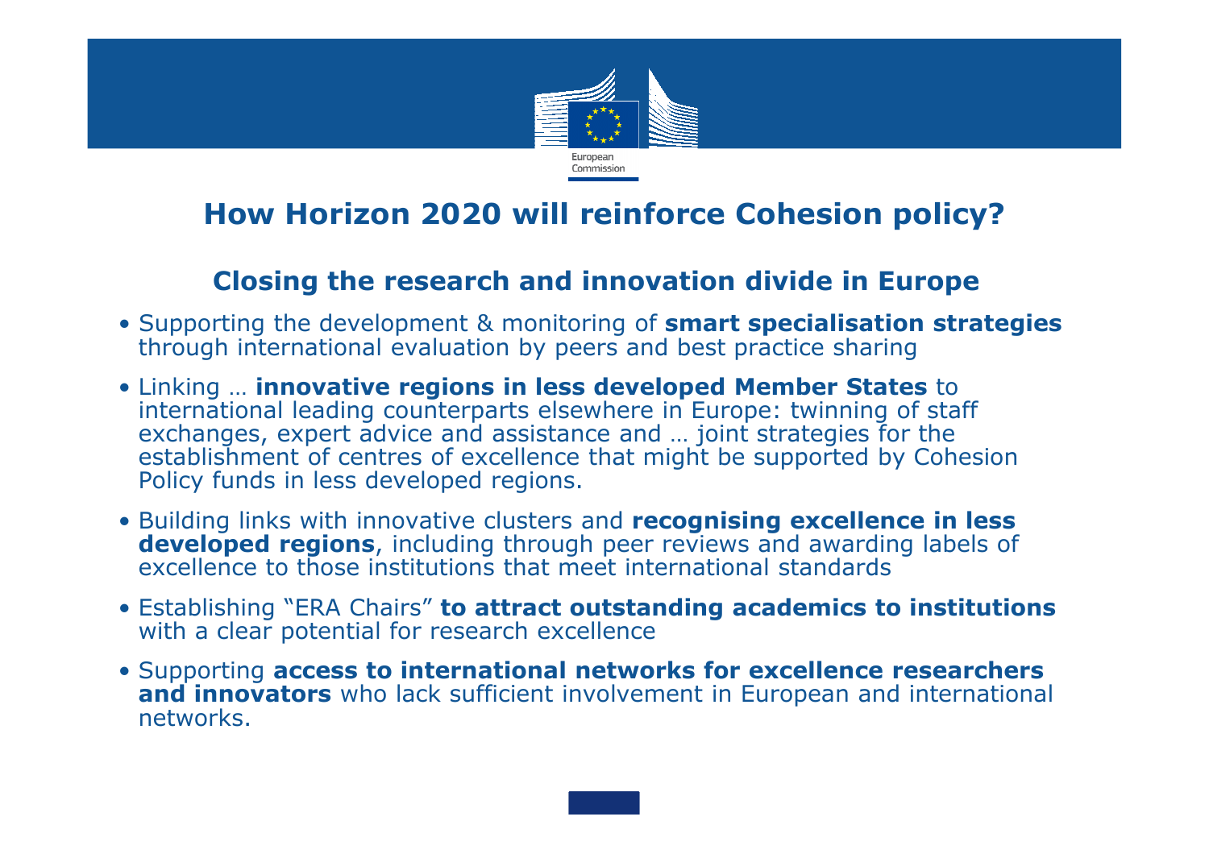# How Horizon 2020 will reinforce Cohesion policy?

## Closing the research and innovation divide in Europe

- Supporting the development & monitoring of **smart specialisation strategies** through international evaluation by peers and best practice sharing
- Linking … **innovative regions in less developed Member States** to international leading counterparts elsewhere in Europe: twinning of staff exchanges, expert advice and assistance and … joint strategies for the establishment of centres of excellence that might be supported by Cohesion Policy funds in less developed regions.
- Building links with innovative clusters and **recognising excellence in less developed regions**, including through peer reviews and awarding labels of excellence to those institutions that meet international standards
- Establishing "ERA Chairs" **to attract outstanding academics to institutions** with a clear potential for research excellence
- Supporting **access to international networks for excellence researchers and innovators** who lack sufficient involvement in European and international networks.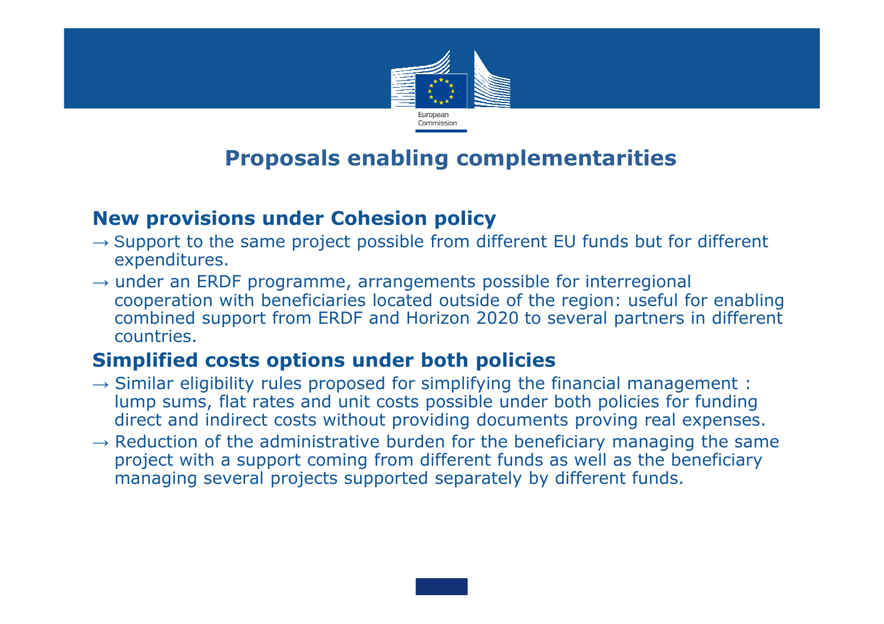# Proposals enabling complementarities

## New provisions under Cohesion policy

- → Support to the same project possible from different EU funds but for different expenditures.
- → under an ERDF programme, arrangements possible for interregional cooperation with beneficiaries located outside of the region: useful for enabling combined support from ERDF and Horizon 2020 to several partners in different countries.

## Simplified costs options under both policies

- → Similar eligibility rules proposed for simplifying the financial management : lump sums, flat rates and unit costs possible under both policies for funding direct and indirect costs without providing documents proving real expenses.
- → Reduction of the administrative burden for the beneficiary managing the same project with a support coming from different funds as well as the beneficiary managing several projects supported separately by different funds.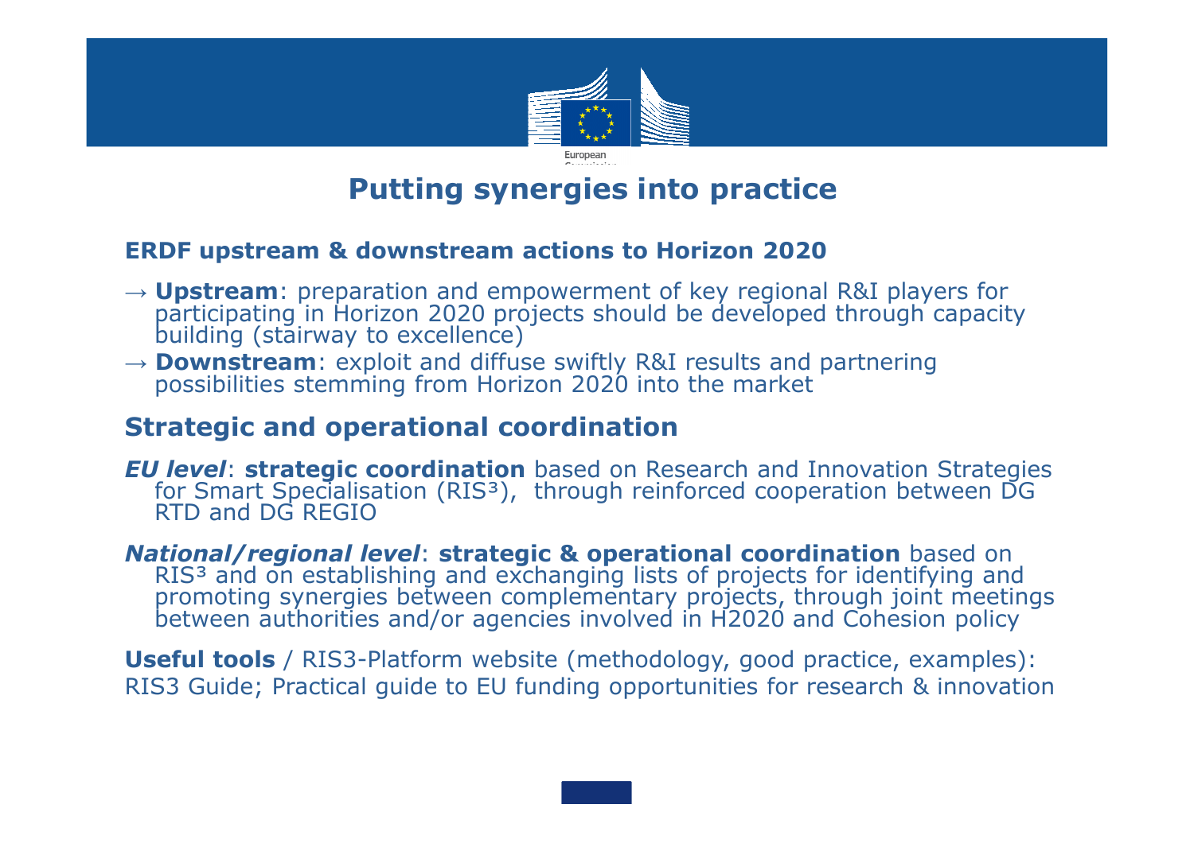# Putting synergies into practice

### ERDF upstream & downstream actions to Horizon 2020

→ **Upstream**: preparation and empowerment of key regional R&I players for participating in Horizon 2020 projects should be developed through capacity building (stairway to excellence)

→ **Downstream**: exploit and diffuse swiftly R&I results and partnering possibilities stemming from Horizon 2020 into the market

## Strategic and operational coordination

***EU level***: **strategic coordination** based on Research and Innovation Strategies for Smart Specialisation (RIS³), through reinforced cooperation between DG RTD and DG REGIO

***National/regional level***: **strategic & operational coordination** based on RIS³ and on establishing and exchanging lists of projects for identifying and promoting synergies between complementary projects, through joint meetings between authorities and/or agencies involved in H2020 and Cohesion policy

**Useful tools** / RIS3-Platform website (methodology, good practice, examples): RIS3 Guide; Practical guide to EU funding opportunities for research & innovation